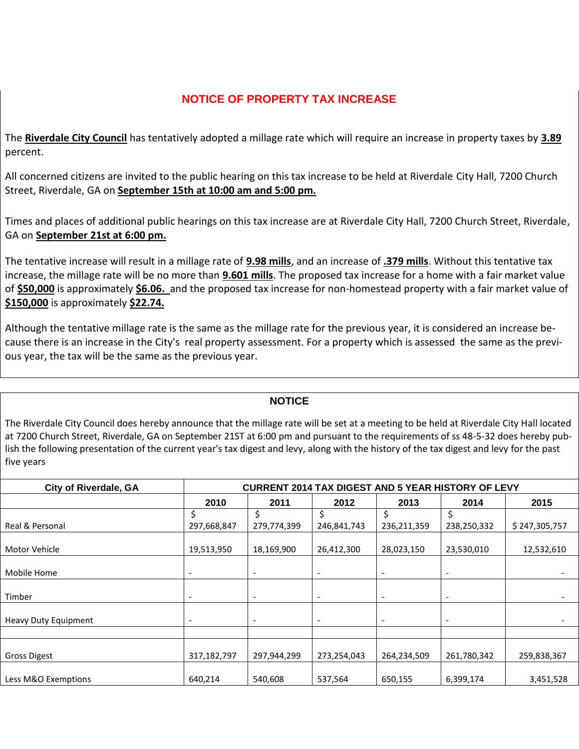## NOTICE OF PROPERTY TAX INCREASE

The **Riverdale City Council** has tentatively adopted a millage rate which will require an increase in property taxes by **3.89** percent.

All concerned citizens are invited to the public hearing on this tax increase to be held at Riverdale City Hall, 7200 Church Street, Riverdale, GA on **September 15th at 10:00 am and 5:00 pm.**

Times and places of additional public hearings on this tax increase are at Riverdale City Hall, 7200 Church Street, Riverdale, GA on **September 21st at 6:00 pm.**

The tentative increase will result in a millage rate of **9.98 mills**, and an increase of **.379 mills**. Without this tentative tax increase, the millage rate will be no more than **9.601 mills**. The proposed tax increase for a home with a fair market value of **$50,000** is approximately **$6.06.** and the proposed tax increase for non-homestead property with a fair market value of **$150,000** is approximately **$22.74.**

Although the tentative millage rate is the same as the millage rate for the previous year, it is considered an increase because there is an increase in the City's real property assessment. For a property which is assessed the same as the previous year, the tax will be the same as the previous year.

## NOTICE

The Riverdale City Council does hereby announce that the millage rate will be set at a meeting to be held at Riverdale City Hall located at 7200 Church Street, Riverdale, GA on September 21ST at 6:00 pm and pursuant to the requirements of ss 48-5-32 does hereby publish the following presentation of the current year's tax digest and levy, along with the history of the tax digest and levy for the past five years

| City of Riverdale, GA | CURRENT 2014 TAX DIGEST AND 5 YEAR HISTORY OF LEVY | | | | | |
|---|---|---|---|---|---|---|
| | 2010 | 2011 | 2012 | 2013 | 2014 | 2015 |
| Real & Personal | $ 297,668,847 | $ 279,774,399 | $ 246,841,743 | $ 236,211,359 | $ 238,250,332 | $ 247,305,757 |
| Motor Vehicle | 19,513,950 | 18,169,900 | 26,412,300 | 28,023,150 | 23,530,010 | 12,532,610 |
| Mobile Home | - | - | - | - | - | - |
| Timber | - | - | - | - | - | - |
| Heavy Duty Equipment | - | - | - | - | - | - |
| | | | | | | |
| Gross Digest | 317,182,797 | 297,944,299 | 273,254,043 | 264,234,509 | 261,780,342 | 259,838,367 |
| Less M&O Exemptions | 640,214 | 540,608 | 537,564 | 650,155 | 6,399,174 | 3,451,528 |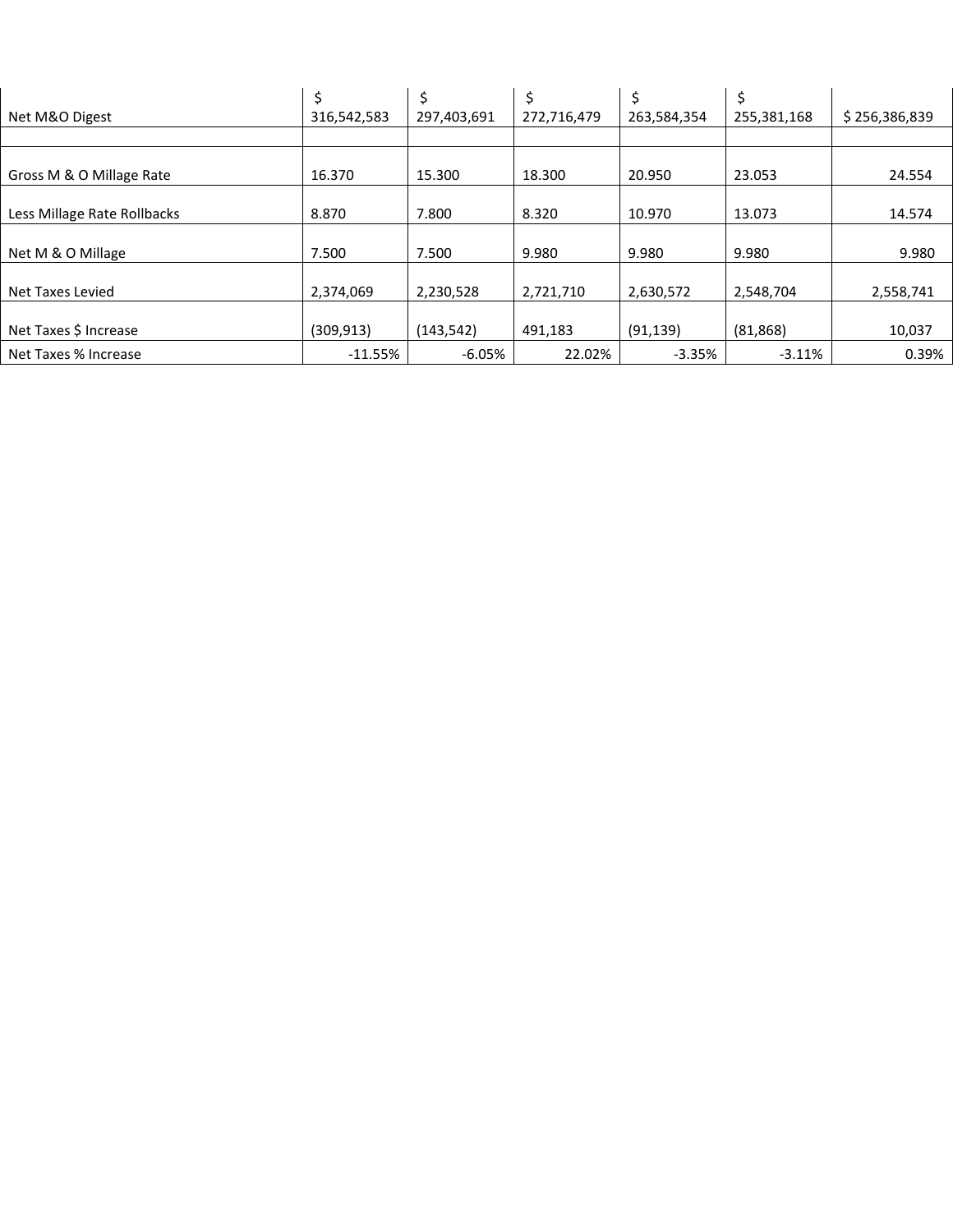| | | | | | | |
|---|---|---|---|---|---|---|
| Net M&O Digest | $ 316,542,583 | $ 297,403,691 | $ 272,716,479 | $ 263,584,354 | $ 255,381,168 | $ 256,386,839 |
| | | | | | | |
| Gross M & O Millage Rate | 16.370 | 15.300 | 18.300 | 20.950 | 23.053 | 24.554 |
| Less Millage Rate Rollbacks | 8.870 | 7.800 | 8.320 | 10.970 | 13.073 | 14.574 |
| Net M & O Millage | 7.500 | 7.500 | 9.980 | 9.980 | 9.980 | 9.980 |
| Net Taxes Levied | 2,374,069 | 2,230,528 | 2,721,710 | 2,630,572 | 2,548,704 | 2,558,741 |
| Net Taxes $ Increase | (309,913) | (143,542) | 491,183 | (91,139) | (81,868) | 10,037 |
| Net Taxes % Increase | -11.55% | -6.05% | 22.02% | -3.35% | -3.11% | 0.39% |